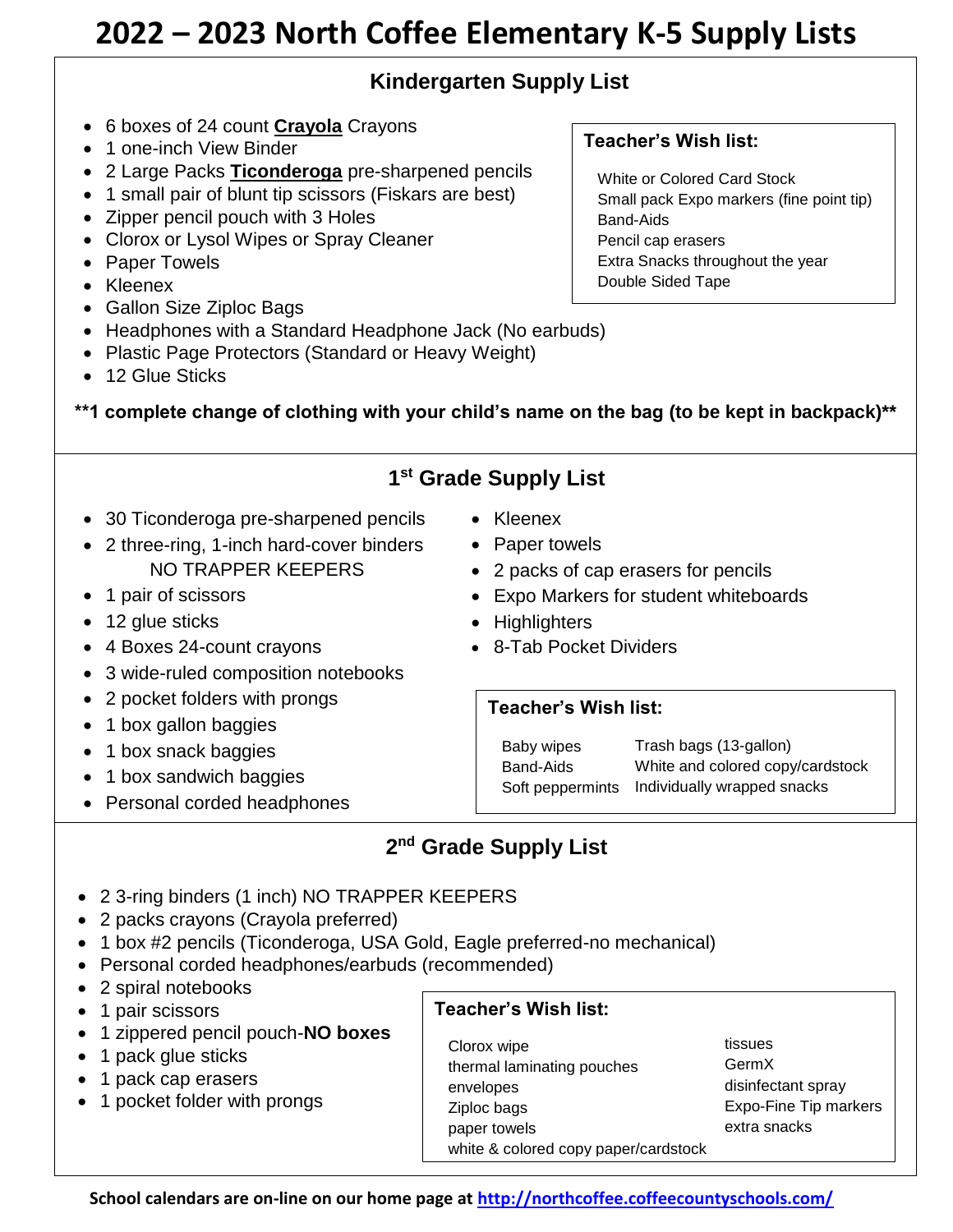# 2022 – 2023 North Coffee Elementary K-5 Supply Lists

## Kindergarten Supply List

- 6 boxes of 24 count **Crayola** Crayons
- 1 one-inch View Binder
- 2 Large Packs **Ticonderoga** pre-sharpened pencils
- 1 small pair of blunt tip scissors (Fiskars are best)
- Zipper pencil pouch with 3 Holes
- Clorox or Lysol Wipes or Spray Cleaner
- Paper Towels
- Kleenex
- Gallon Size Ziploc Bags
- Headphones with a Standard Headphone Jack (No earbuds)
- Plastic Page Protectors (Standard or Heavy Weight)
- 12 Glue Sticks

### Teacher's Wish list:

White or Colored Card Stock
Small pack Expo markers (fine point tip)
Band-Aids
Pencil cap erasers
Extra Snacks throughout the year
Double Sided Tape

**\*\*1 complete change of clothing with your child's name on the bag (to be kept in backpack)\*\***

## 1st Grade Supply List

- 30 Ticonderoga pre-sharpened pencils
- 2 three-ring, 1-inch hard-cover binders NO TRAPPER KEEPERS
- 1 pair of scissors
- 12 glue sticks
- 4 Boxes 24-count crayons
- 3 wide-ruled composition notebooks
- 2 pocket folders with prongs
- 1 box gallon baggies
- 1 box snack baggies
- 1 box sandwich baggies
- Personal corded headphones
- Kleenex
- Paper towels
- 2 packs of cap erasers for pencils
- Expo Markers for student whiteboards
- Highlighters
- 8-Tab Pocket Dividers

### Teacher's Wish list:

Baby wipes
Band-Aids
Soft peppermints
Trash bags (13-gallon)
White and colored copy/cardstock
Individually wrapped snacks

## 2nd Grade Supply List

- 2 3-ring binders (1 inch) NO TRAPPER KEEPERS
- 2 packs crayons (Crayola preferred)
- 1 box #2 pencils (Ticonderoga, USA Gold, Eagle preferred-no mechanical)
- Personal corded headphones/earbuds (recommended)
- 2 spiral notebooks
- 1 pair scissors
- 1 zippered pencil pouch-**NO boxes**
- 1 pack glue sticks
- 1 pack cap erasers
- 1 pocket folder with prongs

### Teacher's Wish list:

Clorox wipe
thermal laminating pouches
envelopes
Ziploc bags
paper towels
white & colored copy paper/cardstock
tissues
GermX
disinfectant spray
Expo-Fine Tip markers
extra snacks

**School calendars are on-line on our home page at [http://northcoffee.coffeecountyschools.com/](http://northcoffee.coffeecountyschools.com/)**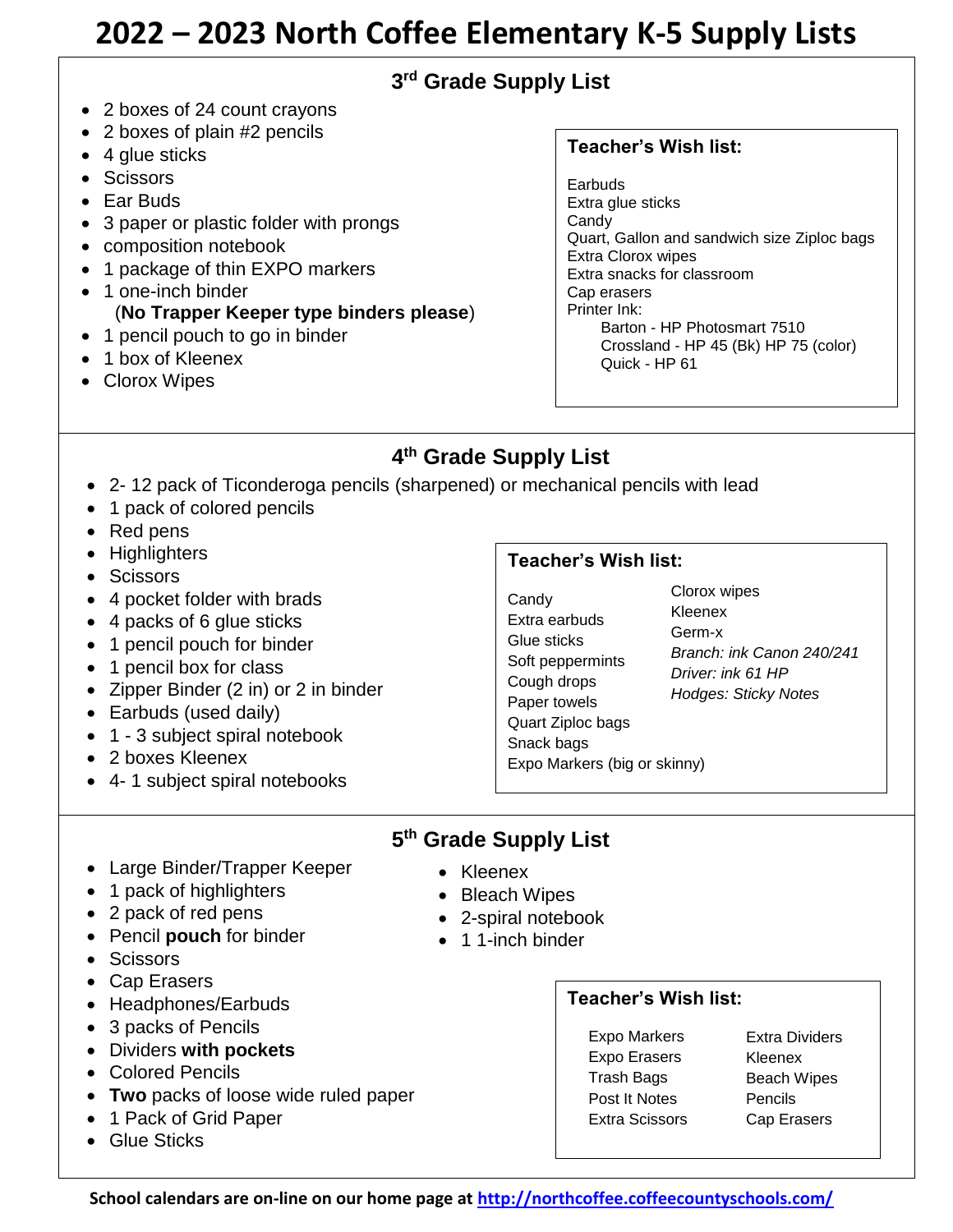# 2022 – 2023 North Coffee Elementary K-5 Supply Lists

## 3rd Grade Supply List

- 2 boxes of 24 count crayons
- 2 boxes of plain #2 pencils
- 4 glue sticks
- Scissors
- Ear Buds
- 3 paper or plastic folder with prongs
- composition notebook
- 1 package of thin EXPO markers
- 1 one-inch binder
  (**No Trapper Keeper type binders please**)
- 1 pencil pouch to go in binder
- 1 box of Kleenex
- Clorox Wipes

**Teacher's Wish list:**

Earbuds
Extra glue sticks
Candy
Quart, Gallon and sandwich size Ziploc bags
Extra Clorox wipes
Extra snacks for classroom
Cap erasers
Printer Ink:
Barton - HP Photosmart 7510
Crossland - HP 45 (Bk) HP 75 (color)
Quick - HP 61

## 4th Grade Supply List

- 2- 12 pack of Ticonderoga pencils (sharpened) or mechanical pencils with lead
- 1 pack of colored pencils
- Red pens
- Highlighters
- Scissors
- 4 pocket folder with brads
- 4 packs of 6 glue sticks
- 1 pencil pouch for binder
- 1 pencil box for class
- Zipper Binder (2 in) or 2 in binder
- Earbuds (used daily)
- 1 - 3 subject spiral notebook
- 2 boxes Kleenex
- 4- 1 subject spiral notebooks

**Teacher's Wish list:**

Candy
Extra earbuds
Glue sticks
Soft peppermints
Cough drops
Paper towels
Quart Ziploc bags
Snack bags
Expo Markers (big or skinny)
Clorox wipes
Kleenex
Germ-x
*Branch: ink Canon 240/241*
*Driver: ink 61 HP*
*Hodges: Sticky Notes*

## 5th Grade Supply List

- Large Binder/Trapper Keeper
- 1 pack of highlighters
- 2 pack of red pens
- Pencil **pouch** for binder
- Scissors
- Cap Erasers
- Headphones/Earbuds
- 3 packs of Pencils
- Dividers **with pockets**
- Colored Pencils
- **Two** packs of loose wide ruled paper
- 1 Pack of Grid Paper
- Glue Sticks
- Kleenex
- Bleach Wipes
- 2-spiral notebook
- 1 1-inch binder

**Teacher's Wish list:**

Expo Markers
Expo Erasers
Trash Bags
Post It Notes
Extra Scissors
Extra Dividers
Kleenex
Beach Wipes
Pencils
Cap Erasers

**School calendars are on-line on our home page at http://northcoffee.coffeecountyschools.com/**